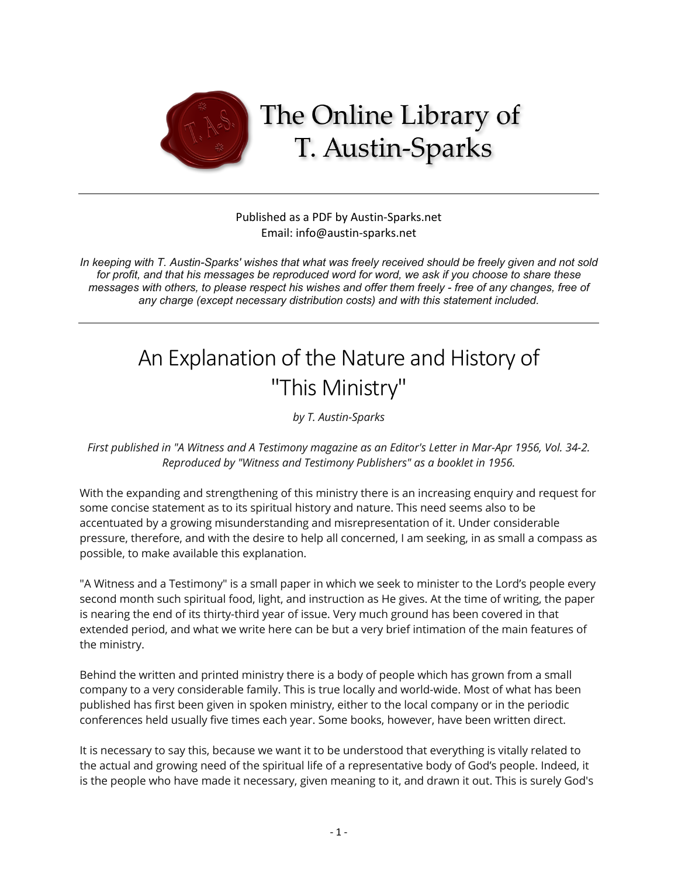# The Online Library of T. Austin-Sparks

Published as a PDF by Austin-Sparks.net
Email: info@austin-sparks.net

*In keeping with T. Austin-Sparks' wishes that what was freely received should be freely given and not sold for profit, and that his messages be reproduced word for word, we ask if you choose to share these messages with others, to please respect his wishes and offer them freely - free of any changes, free of any charge (except necessary distribution costs) and with this statement included.*

---

# An Explanation of the Nature and History of "This Ministry"

*by T. Austin-Sparks*

*First published in "A Witness and A Testimony magazine as an Editor's Letter in Mar-Apr 1956, Vol. 34-2. Reproduced by "Witness and Testimony Publishers" as a booklet in 1956.*

With the expanding and strengthening of this ministry there is an increasing enquiry and request for some concise statement as to its spiritual history and nature. This need seems also to be accentuated by a growing misunderstanding and misrepresentation of it. Under considerable pressure, therefore, and with the desire to help all concerned, I am seeking, in as small a compass as possible, to make available this explanation.

"A Witness and a Testimony" is a small paper in which we seek to minister to the Lord's people every second month such spiritual food, light, and instruction as He gives. At the time of writing, the paper is nearing the end of its thirty-third year of issue. Very much ground has been covered in that extended period, and what we write here can be but a very brief intimation of the main features of the ministry.

Behind the written and printed ministry there is a body of people which has grown from a small company to a very considerable family. This is true locally and world-wide. Most of what has been published has first been given in spoken ministry, either to the local company or in the periodic conferences held usually five times each year. Some books, however, have been written direct.

It is necessary to say this, because we want it to be understood that everything is vitally related to the actual and growing need of the spiritual life of a representative body of God's people. Indeed, it is the people who have made it necessary, given meaning to it, and drawn it out. This is surely God's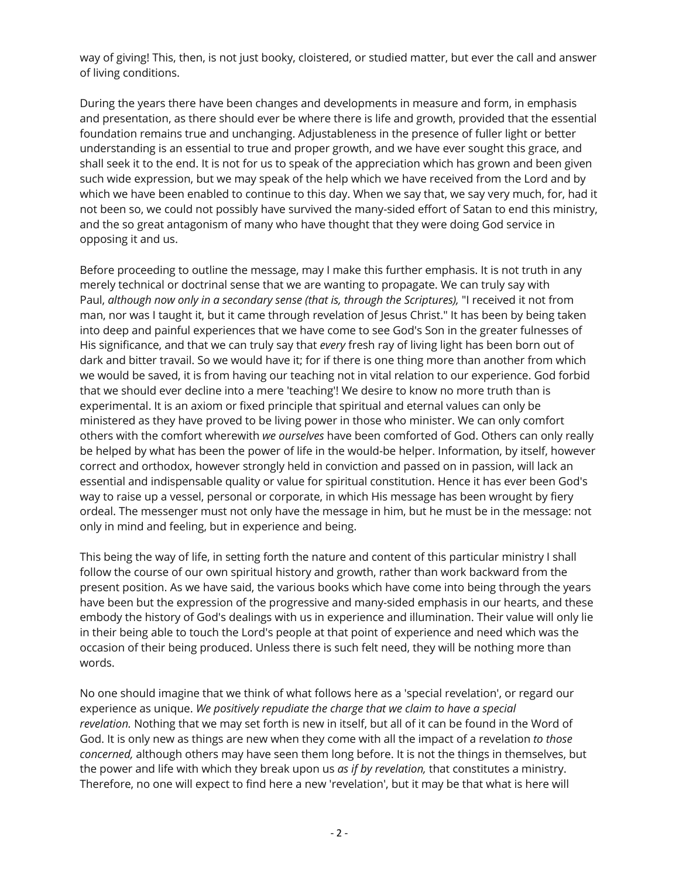way of giving! This, then, is not just booky, cloistered, or studied matter, but ever the call and answer of living conditions.

During the years there have been changes and developments in measure and form, in emphasis and presentation, as there should ever be where there is life and growth, provided that the essential foundation remains true and unchanging. Adjustableness in the presence of fuller light or better understanding is an essential to true and proper growth, and we have ever sought this grace, and shall seek it to the end. It is not for us to speak of the appreciation which has grown and been given such wide expression, but we may speak of the help which we have received from the Lord and by which we have been enabled to continue to this day. When we say that, we say very much, for, had it not been so, we could not possibly have survived the many-sided effort of Satan to end this ministry, and the so great antagonism of many who have thought that they were doing God service in opposing it and us.

Before proceeding to outline the message, may I make this further emphasis. It is not truth in any merely technical or doctrinal sense that we are wanting to propagate. We can truly say with Paul, *although now only in a secondary sense (that is, through the Scriptures),* "I received it not from man, nor was I taught it, but it came through revelation of Jesus Christ." It has been by being taken into deep and painful experiences that we have come to see God's Son in the greater fulnesses of His significance, and that we can truly say that *every* fresh ray of living light has been born out of dark and bitter travail. So we would have it; for if there is one thing more than another from which we would be saved, it is from having our teaching not in vital relation to our experience. God forbid that we should ever decline into a mere 'teaching'! We desire to know no more truth than is experimental. It is an axiom or fixed principle that spiritual and eternal values can only be ministered as they have proved to be living power in those who minister. We can only comfort others with the comfort wherewith *we ourselves* have been comforted of God. Others can only really be helped by what has been the power of life in the would-be helper. Information, by itself, however correct and orthodox, however strongly held in conviction and passed on in passion, will lack an essential and indispensable quality or value for spiritual constitution. Hence it has ever been God's way to raise up a vessel, personal or corporate, in which His message has been wrought by fiery ordeal. The messenger must not only have the message in him, but he must be in the message: not only in mind and feeling, but in experience and being.

This being the way of life, in setting forth the nature and content of this particular ministry I shall follow the course of our own spiritual history and growth, rather than work backward from the present position. As we have said, the various books which have come into being through the years have been but the expression of the progressive and many-sided emphasis in our hearts, and these embody the history of God's dealings with us in experience and illumination. Their value will only lie in their being able to touch the Lord's people at that point of experience and need which was the occasion of their being produced. Unless there is such felt need, they will be nothing more than words.

No one should imagine that we think of what follows here as a 'special revelation', or regard our experience as unique. *We positively repudiate the charge that we claim to have a special revelation.* Nothing that we may set forth is new in itself, but all of it can be found in the Word of God. It is only new as things are new when they come with all the impact of a revelation *to those concerned,* although others may have seen them long before. It is not the things in themselves, but the power and life with which they break upon us *as if by revelation,* that constitutes a ministry. Therefore, no one will expect to find here a new 'revelation', but it may be that what is here will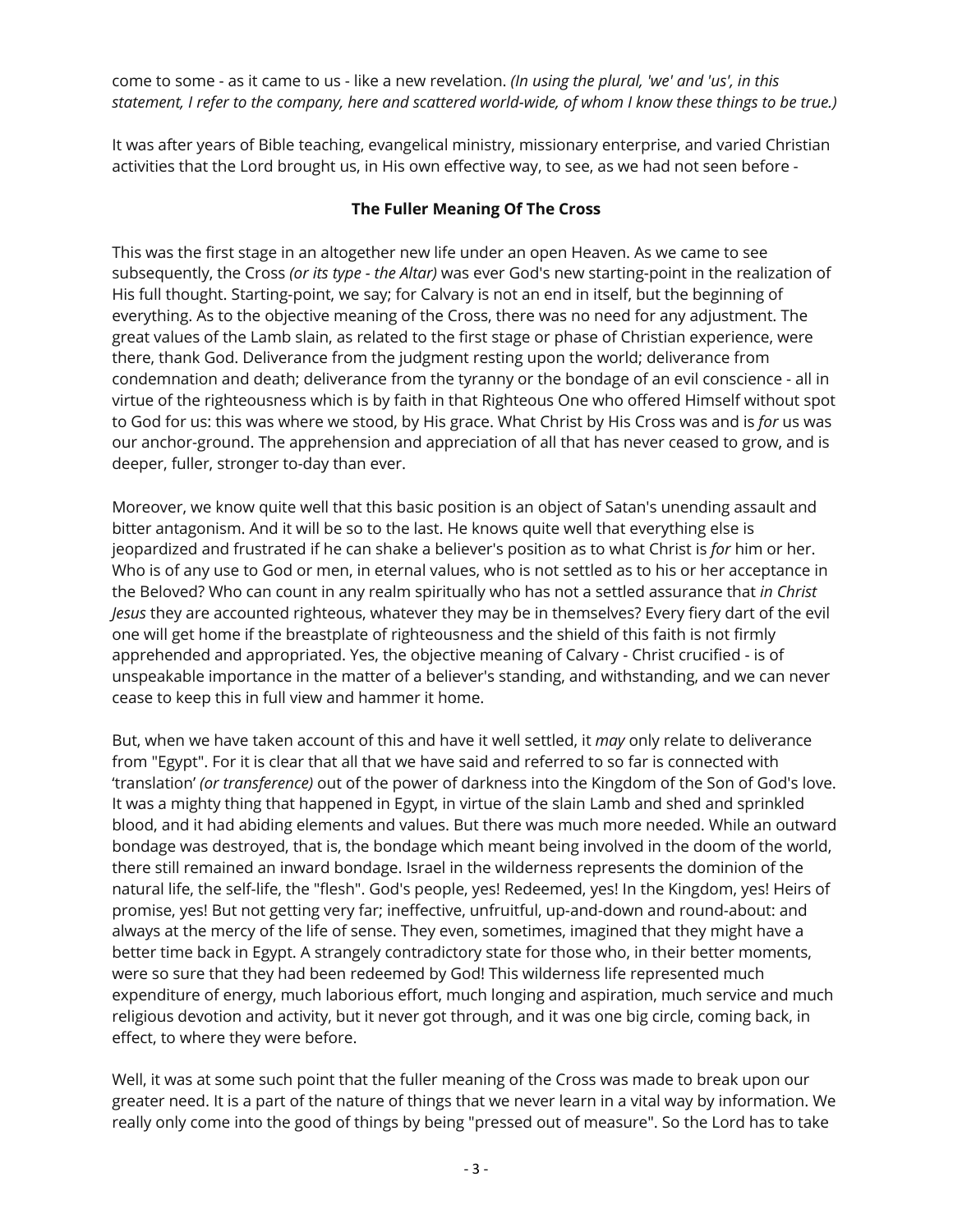come to some - as it came to us - like a new revelation. *(In using the plural, 'we' and 'us', in this statement, I refer to the company, here and scattered world-wide, of whom I know these things to be true.)*

It was after years of Bible teaching, evangelical ministry, missionary enterprise, and varied Christian activities that the Lord brought us, in His own effective way, to see, as we had not seen before -

**The Fuller Meaning Of The Cross**

This was the first stage in an altogether new life under an open Heaven. As we came to see subsequently, the Cross *(or its type - the Altar)* was ever God's new starting-point in the realization of His full thought. Starting-point, we say; for Calvary is not an end in itself, but the beginning of everything. As to the objective meaning of the Cross, there was no need for any adjustment. The great values of the Lamb slain, as related to the first stage or phase of Christian experience, were there, thank God. Deliverance from the judgment resting upon the world; deliverance from condemnation and death; deliverance from the tyranny or the bondage of an evil conscience - all in virtue of the righteousness which is by faith in that Righteous One who offered Himself without spot to God for us: this was where we stood, by His grace. What Christ by His Cross was and is *for* us was our anchor-ground. The apprehension and appreciation of all that has never ceased to grow, and is deeper, fuller, stronger to-day than ever.

Moreover, we know quite well that this basic position is an object of Satan's unending assault and bitter antagonism. And it will be so to the last. He knows quite well that everything else is jeopardized and frustrated if he can shake a believer's position as to what Christ is *for* him or her. Who is of any use to God or men, in eternal values, who is not settled as to his or her acceptance in the Beloved? Who can count in any realm spiritually who has not a settled assurance that *in Christ Jesus* they are accounted righteous, whatever they may be in themselves? Every fiery dart of the evil one will get home if the breastplate of righteousness and the shield of this faith is not firmly apprehended and appropriated. Yes, the objective meaning of Calvary - Christ crucified - is of unspeakable importance in the matter of a believer's standing, and withstanding, and we can never cease to keep this in full view and hammer it home.

But, when we have taken account of this and have it well settled, it *may* only relate to deliverance from "Egypt". For it is clear that all that we have said and referred to so far is connected with 'translation' *(or transference)* out of the power of darkness into the Kingdom of the Son of God's love. It was a mighty thing that happened in Egypt, in virtue of the slain Lamb and shed and sprinkled blood, and it had abiding elements and values. But there was much more needed. While an outward bondage was destroyed, that is, the bondage which meant being involved in the doom of the world, there still remained an inward bondage. Israel in the wilderness represents the dominion of the natural life, the self-life, the "flesh". God's people, yes! Redeemed, yes! In the Kingdom, yes! Heirs of promise, yes! But not getting very far; ineffective, unfruitful, up-and-down and round-about: and always at the mercy of the life of sense. They even, sometimes, imagined that they might have a better time back in Egypt. A strangely contradictory state for those who, in their better moments, were so sure that they had been redeemed by God! This wilderness life represented much expenditure of energy, much laborious effort, much longing and aspiration, much service and much religious devotion and activity, but it never got through, and it was one big circle, coming back, in effect, to where they were before.

Well, it was at some such point that the fuller meaning of the Cross was made to break upon our greater need. It is a part of the nature of things that we never learn in a vital way by information. We really only come into the good of things by being "pressed out of measure". So the Lord has to take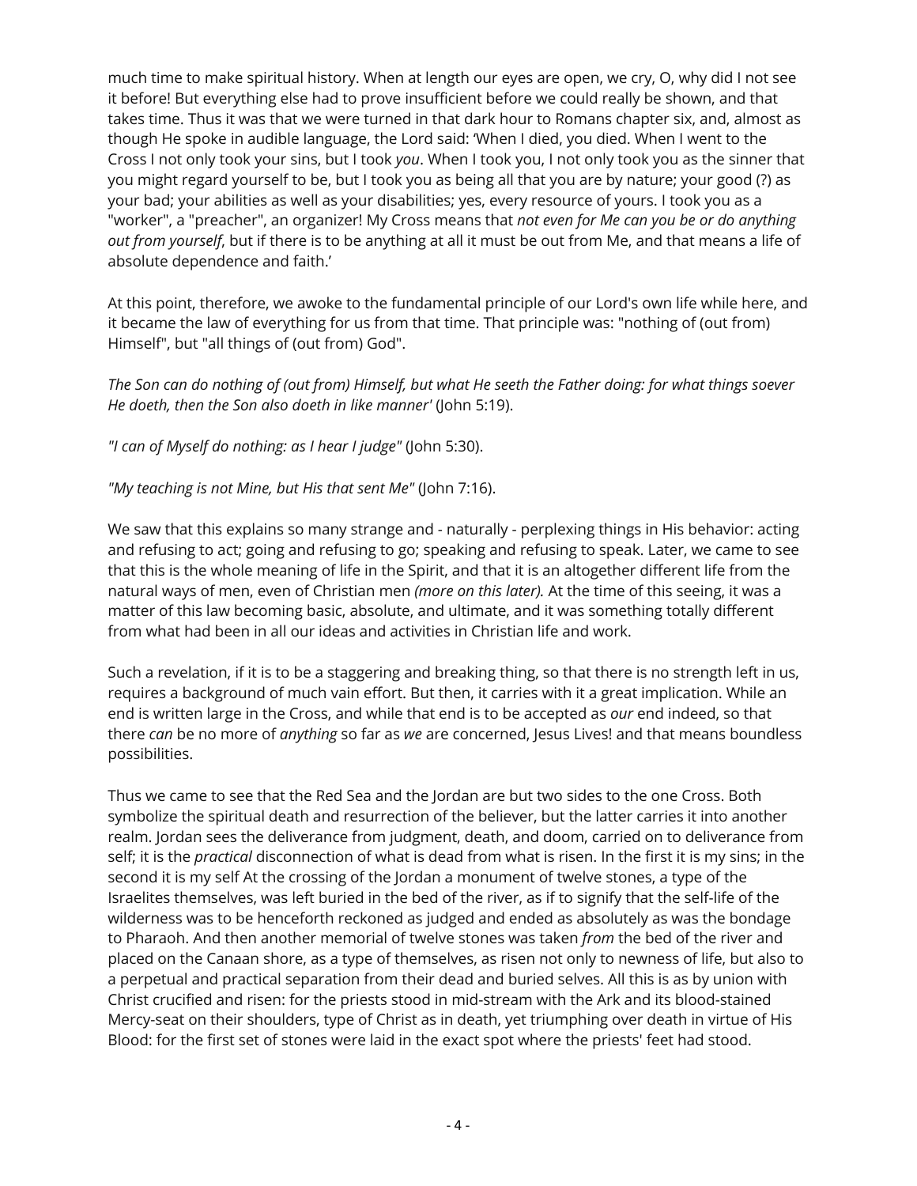much time to make spiritual history. When at length our eyes are open, we cry, O, why did I not see it before! But everything else had to prove insufficient before we could really be shown, and that takes time. Thus it was that we were turned in that dark hour to Romans chapter six, and, almost as though He spoke in audible language, the Lord said: 'When I died, you died. When I went to the Cross I not only took your sins, but I took *you*. When I took you, I not only took you as the sinner that you might regard yourself to be, but I took you as being all that you are by nature; your good (?) as your bad; your abilities as well as your disabilities; yes, every resource of yours. I took you as a "worker", a "preacher", an organizer! My Cross means that *not even for Me can you be or do anything out from yourself*, but if there is to be anything at all it must be out from Me, and that means a life of absolute dependence and faith.'

At this point, therefore, we awoke to the fundamental principle of our Lord's own life while here, and it became the law of everything for us from that time. That principle was: "nothing of (out from) Himself", but "all things of (out from) God".

*The Son can do nothing of (out from) Himself, but what He seeth the Father doing: for what things soever He doeth, then the Son also doeth in like manner'* (John 5:19).

*"I can of Myself do nothing: as I hear I judge"* (John 5:30).

*"My teaching is not Mine, but His that sent Me"* (John 7:16).

We saw that this explains so many strange and - naturally - perplexing things in His behavior: acting and refusing to act; going and refusing to go; speaking and refusing to speak. Later, we came to see that this is the whole meaning of life in the Spirit, and that it is an altogether different life from the natural ways of men, even of Christian men *(more on this later).* At the time of this seeing, it was a matter of this law becoming basic, absolute, and ultimate, and it was something totally different from what had been in all our ideas and activities in Christian life and work.

Such a revelation, if it is to be a staggering and breaking thing, so that there is no strength left in us, requires a background of much vain effort. But then, it carries with it a great implication. While an end is written large in the Cross, and while that end is to be accepted as *our* end indeed, so that there *can* be no more of *anything* so far as *we* are concerned, Jesus Lives! and that means boundless possibilities.

Thus we came to see that the Red Sea and the Jordan are but two sides to the one Cross. Both symbolize the spiritual death and resurrection of the believer, but the latter carries it into another realm. Jordan sees the deliverance from judgment, death, and doom, carried on to deliverance from self; it is the *practical* disconnection of what is dead from what is risen. In the first it is my sins; in the second it is my self At the crossing of the Jordan a monument of twelve stones, a type of the Israelites themselves, was left buried in the bed of the river, as if to signify that the self-life of the wilderness was to be henceforth reckoned as judged and ended as absolutely as was the bondage to Pharaoh. And then another memorial of twelve stones was taken *from* the bed of the river and placed on the Canaan shore, as a type of themselves, as risen not only to newness of life, but also to a perpetual and practical separation from their dead and buried selves. All this is as by union with Christ crucified and risen: for the priests stood in mid-stream with the Ark and its blood-stained Mercy-seat on their shoulders, type of Christ as in death, yet triumphing over death in virtue of His Blood: for the first set of stones were laid in the exact spot where the priests' feet had stood.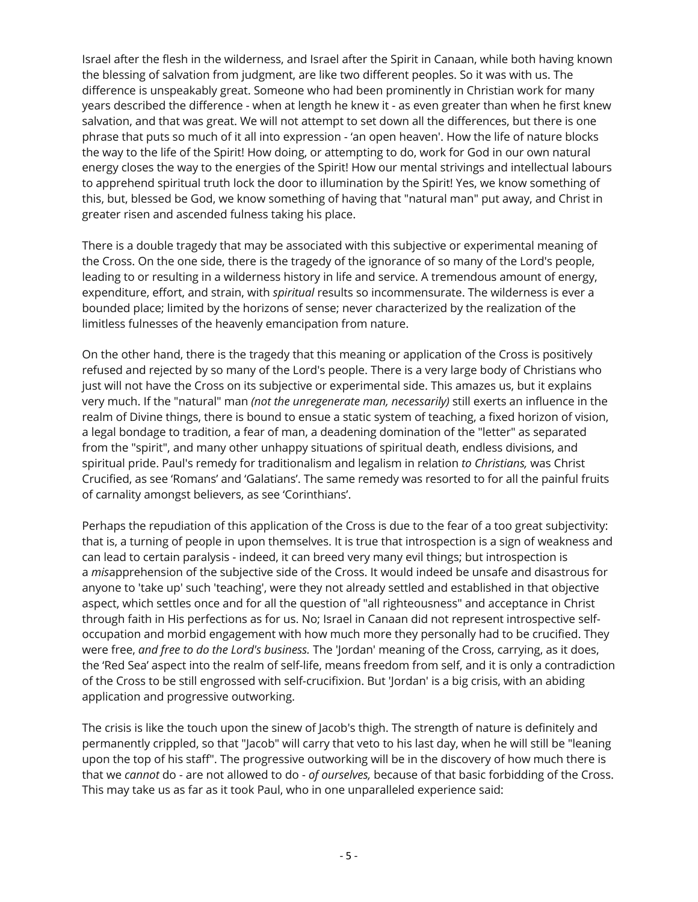Israel after the flesh in the wilderness, and Israel after the Spirit in Canaan, while both having known the blessing of salvation from judgment, are like two different peoples. So it was with us. The difference is unspeakably great. Someone who had been prominently in Christian work for many years described the difference - when at length he knew it - as even greater than when he first knew salvation, and that was great. We will not attempt to set down all the differences, but there is one phrase that puts so much of it all into expression - 'an open heaven'. How the life of nature blocks the way to the life of the Spirit! How doing, or attempting to do, work for God in our own natural energy closes the way to the energies of the Spirit! How our mental strivings and intellectual labours to apprehend spiritual truth lock the door to illumination by the Spirit! Yes, we know something of this, but, blessed be God, we know something of having that "natural man" put away, and Christ in greater risen and ascended fulness taking his place.

There is a double tragedy that may be associated with this subjective or experimental meaning of the Cross. On the one side, there is the tragedy of the ignorance of so many of the Lord's people, leading to or resulting in a wilderness history in life and service. A tremendous amount of energy, expenditure, effort, and strain, with *spiritual* results so incommensurate. The wilderness is ever a bounded place; limited by the horizons of sense; never characterized by the realization of the limitless fulnesses of the heavenly emancipation from nature.

On the other hand, there is the tragedy that this meaning or application of the Cross is positively refused and rejected by so many of the Lord's people. There is a very large body of Christians who just will not have the Cross on its subjective or experimental side. This amazes us, but it explains very much. If the "natural" man *(not the unregenerate man, necessarily)* still exerts an influence in the realm of Divine things, there is bound to ensue a static system of teaching, a fixed horizon of vision, a legal bondage to tradition, a fear of man, a deadening domination of the "letter" as separated from the "spirit", and many other unhappy situations of spiritual death, endless divisions, and spiritual pride. Paul's remedy for traditionalism and legalism in relation *to Christians,* was Christ Crucified, as see 'Romans' and 'Galatians'. The same remedy was resorted to for all the painful fruits of carnality amongst believers, as see 'Corinthians'.

Perhaps the repudiation of this application of the Cross is due to the fear of a too great subjectivity: that is, a turning of people in upon themselves. It is true that introspection is a sign of weakness and can lead to certain paralysis - indeed, it can breed very many evil things; but introspection is a *mis*apprehension of the subjective side of the Cross. It would indeed be unsafe and disastrous for anyone to 'take up' such 'teaching', were they not already settled and established in that objective aspect, which settles once and for all the question of "all righteousness" and acceptance in Christ through faith in His perfections as for us. No; Israel in Canaan did not represent introspective self-occupation and morbid engagement with how much more they personally had to be crucified. They were free, *and free to do the Lord's business.* The 'Jordan' meaning of the Cross, carrying, as it does, the 'Red Sea' aspect into the realm of self-life, means freedom from self, and it is only a contradiction of the Cross to be still engrossed with self-crucifixion. But 'Jordan' is a big crisis, with an abiding application and progressive outworking.

The crisis is like the touch upon the sinew of Jacob's thigh. The strength of nature is definitely and permanently crippled, so that "Jacob" will carry that veto to his last day, when he will still be "leaning upon the top of his staff". The progressive outworking will be in the discovery of how much there is that we *cannot* do - are not allowed to do - *of ourselves,* because of that basic forbidding of the Cross. This may take us as far as it took Paul, who in one unparalleled experience said: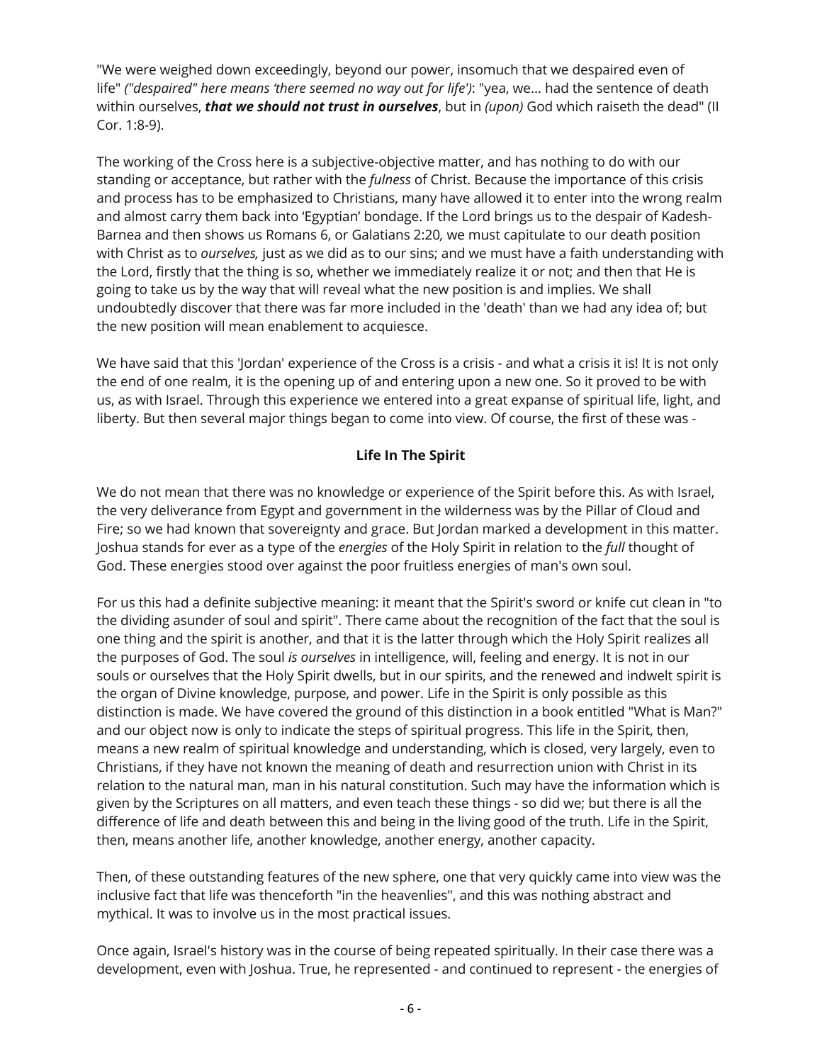"We were weighed down exceedingly, beyond our power, insomuch that we despaired even of life" *("despaired" here means 'there seemed no way out for life')*: "yea, we... had the sentence of death within ourselves, ***that we should not trust in ourselves***, but in *(upon)* God which raiseth the dead" (II Cor. 1:8-9).

The working of the Cross here is a subjective-objective matter, and has nothing to do with our standing or acceptance, but rather with the *fulness* of Christ. Because the importance of this crisis and process has to be emphasized to Christians, many have allowed it to enter into the wrong realm and almost carry them back into 'Egyptian' bondage. If the Lord brings us to the despair of Kadesh-Barnea and then shows us Romans 6, or Galatians 2:20*,* we must capitulate to our death position with Christ as to *ourselves,* just as we did as to our sins; and we must have a faith understanding with the Lord, firstly that the thing is so, whether we immediately realize it or not; and then that He is going to take us by the way that will reveal what the new position is and implies. We shall undoubtedly discover that there was far more included in the 'death' than we had any idea of; but the new position will mean enablement to acquiesce.

We have said that this 'Jordan' experience of the Cross is a crisis - and what a crisis it is! It is not only the end of one realm, it is the opening up of and entering upon a new one. So it proved to be with us, as with Israel. Through this experience we entered into a great expanse of spiritual life, light, and liberty. But then several major things began to come into view. Of course, the first of these was -

**Life In The Spirit**

We do not mean that there was no knowledge or experience of the Spirit before this. As with Israel, the very deliverance from Egypt and government in the wilderness was by the Pillar of Cloud and Fire; so we had known that sovereignty and grace. But Jordan marked a development in this matter. Joshua stands for ever as a type of the *energies* of the Holy Spirit in relation to the *full* thought of God. These energies stood over against the poor fruitless energies of man's own soul.

For us this had a definite subjective meaning: it meant that the Spirit's sword or knife cut clean in "to the dividing asunder of soul and spirit". There came about the recognition of the fact that the soul is one thing and the spirit is another, and that it is the latter through which the Holy Spirit realizes all the purposes of God. The soul *is ourselves* in intelligence, will, feeling and energy. It is not in our souls or ourselves that the Holy Spirit dwells, but in our spirits, and the renewed and indwelt spirit is the organ of Divine knowledge, purpose, and power. Life in the Spirit is only possible as this distinction is made. We have covered the ground of this distinction in a book entitled "What is Man?" and our object now is only to indicate the steps of spiritual progress. This life in the Spirit, then, means a new realm of spiritual knowledge and understanding, which is closed, very largely, even to Christians, if they have not known the meaning of death and resurrection union with Christ in its relation to the natural man, man in his natural constitution. Such may have the information which is given by the Scriptures on all matters, and even teach these things - so did we; but there is all the difference of life and death between this and being in the living good of the truth. Life in the Spirit, then, means another life, another knowledge, another energy, another capacity.

Then, of these outstanding features of the new sphere, one that very quickly came into view was the inclusive fact that life was thenceforth "in the heavenlies", and this was nothing abstract and mythical. It was to involve us in the most practical issues.

Once again, Israel's history was in the course of being repeated spiritually. In their case there was a development, even with Joshua. True, he represented - and continued to represent - the energies of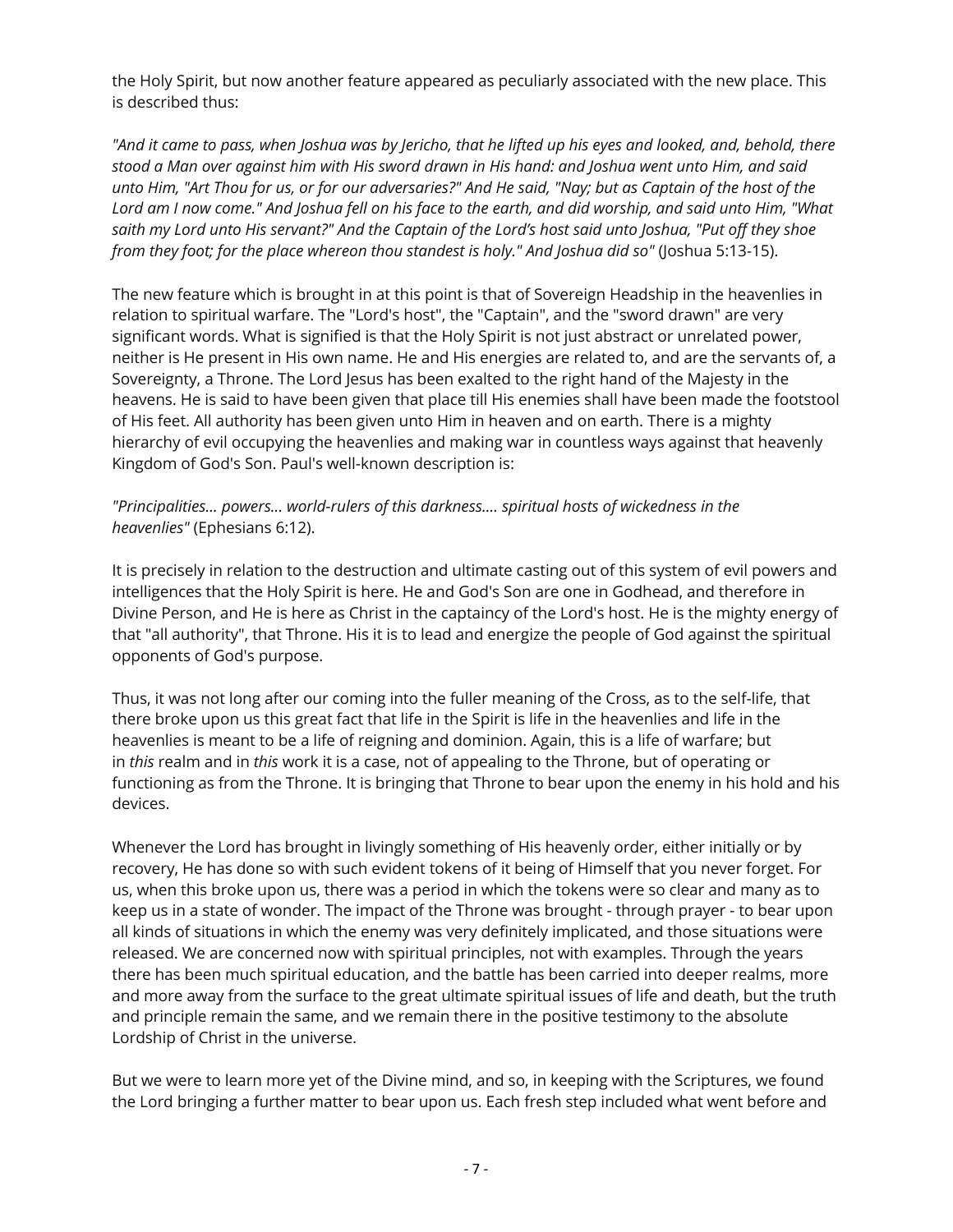the Holy Spirit, but now another feature appeared as peculiarly associated with the new place. This is described thus:

*"And it came to pass, when Joshua was by Jericho, that he lifted up his eyes and looked, and, behold, there stood a Man over against him with His sword drawn in His hand: and Joshua went unto Him, and said unto Him, "Art Thou for us, or for our adversaries?" And He said, "Nay; but as Captain of the host of the Lord am I now come." And Joshua fell on his face to the earth, and did worship, and said unto Him, "What saith my Lord unto His servant?" And the Captain of the Lord's host said unto Joshua, "Put off they shoe from they foot; for the place whereon thou standest is holy." And Joshua did so"* (Joshua 5:13-15).

The new feature which is brought in at this point is that of Sovereign Headship in the heavenlies in relation to spiritual warfare. The "Lord's host", the "Captain", and the "sword drawn" are very significant words. What is signified is that the Holy Spirit is not just abstract or unrelated power, neither is He present in His own name. He and His energies are related to, and are the servants of, a Sovereignty, a Throne. The Lord Jesus has been exalted to the right hand of the Majesty in the heavens. He is said to have been given that place till His enemies shall have been made the footstool of His feet. All authority has been given unto Him in heaven and on earth. There is a mighty hierarchy of evil occupying the heavenlies and making war in countless ways against that heavenly Kingdom of God's Son. Paul's well-known description is:

*"Principalities... powers... world-rulers of this darkness.... spiritual hosts of wickedness in the heavenlies"* (Ephesians 6:12).

It is precisely in relation to the destruction and ultimate casting out of this system of evil powers and intelligences that the Holy Spirit is here. He and God's Son are one in Godhead, and therefore in Divine Person, and He is here as Christ in the captaincy of the Lord's host. He is the mighty energy of that "all authority", that Throne. His it is to lead and energize the people of God against the spiritual opponents of God's purpose.

Thus, it was not long after our coming into the fuller meaning of the Cross, as to the self-life, that there broke upon us this great fact that life in the Spirit is life in the heavenlies and life in the heavenlies is meant to be a life of reigning and dominion. Again, this is a life of warfare; but in *this* realm and in *this* work it is a case, not of appealing to the Throne, but of operating or functioning as from the Throne. It is bringing that Throne to bear upon the enemy in his hold and his devices.

Whenever the Lord has brought in livingly something of His heavenly order, either initially or by recovery, He has done so with such evident tokens of it being of Himself that you never forget. For us, when this broke upon us, there was a period in which the tokens were so clear and many as to keep us in a state of wonder. The impact of the Throne was brought - through prayer - to bear upon all kinds of situations in which the enemy was very definitely implicated, and those situations were released. We are concerned now with spiritual principles, not with examples. Through the years there has been much spiritual education, and the battle has been carried into deeper realms, more and more away from the surface to the great ultimate spiritual issues of life and death, but the truth and principle remain the same, and we remain there in the positive testimony to the absolute Lordship of Christ in the universe.

But we were to learn more yet of the Divine mind, and so, in keeping with the Scriptures, we found the Lord bringing a further matter to bear upon us. Each fresh step included what went before and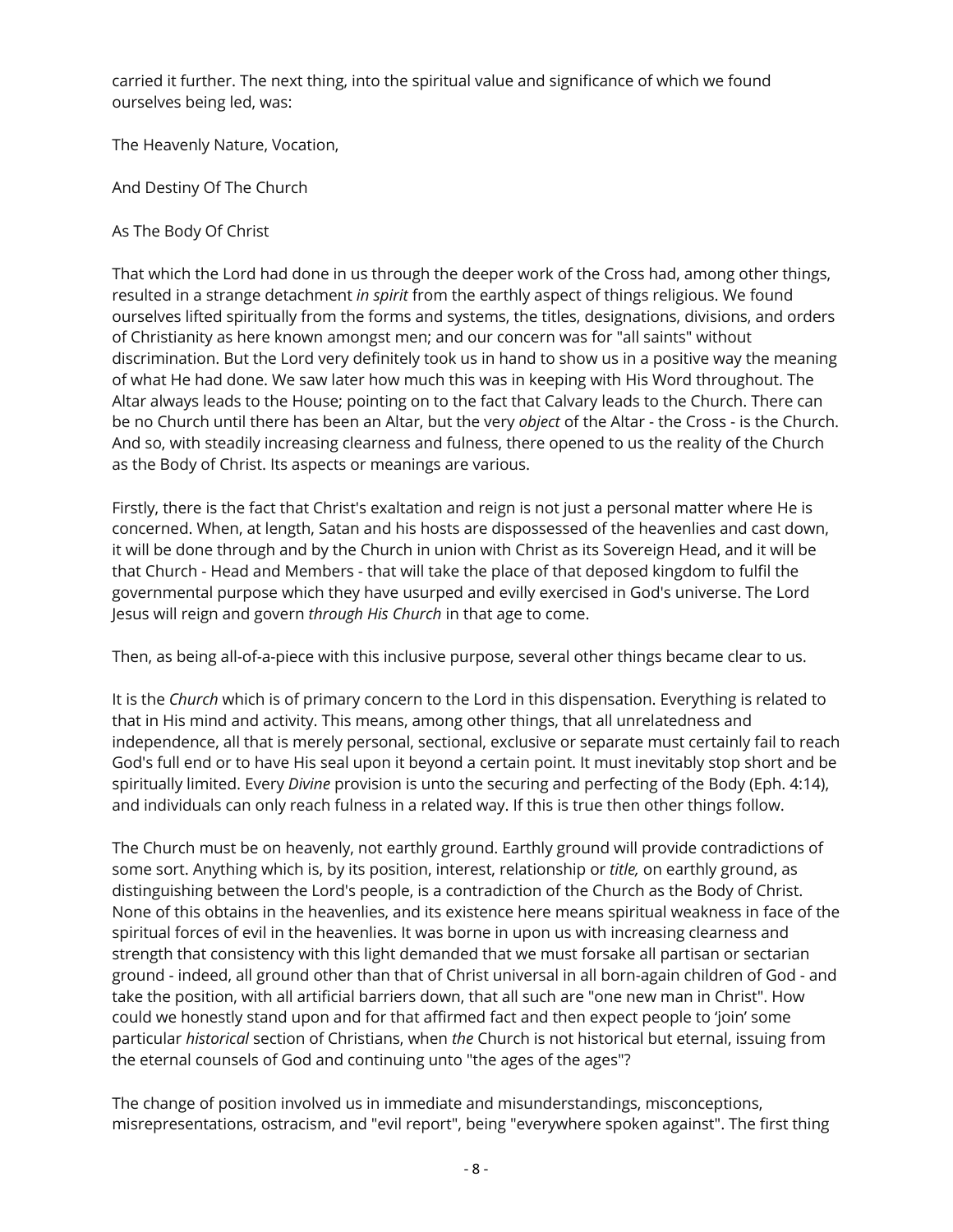carried it further. The next thing, into the spiritual value and significance of which we found ourselves being led, was:

## The Heavenly Nature, Vocation,

## And Destiny Of The Church

## As The Body Of Christ

That which the Lord had done in us through the deeper work of the Cross had, among other things, resulted in a strange detachment *in spirit* from the earthly aspect of things religious. We found ourselves lifted spiritually from the forms and systems, the titles, designations, divisions, and orders of Christianity as here known amongst men; and our concern was for "all saints" without discrimination. But the Lord very definitely took us in hand to show us in a positive way the meaning of what He had done. We saw later how much this was in keeping with His Word throughout. The Altar always leads to the House; pointing on to the fact that Calvary leads to the Church. There can be no Church until there has been an Altar, but the very *object* of the Altar - the Cross - is the Church. And so, with steadily increasing clearness and fulness, there opened to us the reality of the Church as the Body of Christ. Its aspects or meanings are various.

Firstly, there is the fact that Christ's exaltation and reign is not just a personal matter where He is concerned. When, at length, Satan and his hosts are dispossessed of the heavenlies and cast down, it will be done through and by the Church in union with Christ as its Sovereign Head, and it will be that Church - Head and Members - that will take the place of that deposed kingdom to fulfil the governmental purpose which they have usurped and evilly exercised in God's universe. The Lord Jesus will reign and govern *through His Church* in that age to come.

Then, as being all-of-a-piece with this inclusive purpose, several other things became clear to us.

It is the *Church* which is of primary concern to the Lord in this dispensation. Everything is related to that in His mind and activity. This means, among other things, that all unrelatedness and independence, all that is merely personal, sectional, exclusive or separate must certainly fail to reach God's full end or to have His seal upon it beyond a certain point. It must inevitably stop short and be spiritually limited. Every *Divine* provision is unto the securing and perfecting of the Body (Eph. 4:14), and individuals can only reach fulness in a related way. If this is true then other things follow.

The Church must be on heavenly, not earthly ground. Earthly ground will provide contradictions of some sort. Anything which is, by its position, interest, relationship or *title,* on earthly ground, as distinguishing between the Lord's people, is a contradiction of the Church as the Body of Christ. None of this obtains in the heavenlies, and its existence here means spiritual weakness in face of the spiritual forces of evil in the heavenlies. It was borne in upon us with increasing clearness and strength that consistency with this light demanded that we must forsake all partisan or sectarian ground - indeed, all ground other than that of Christ universal in all born-again children of God - and take the position, with all artificial barriers down, that all such are "one new man in Christ". How could we honestly stand upon and for that affirmed fact and then expect people to 'join' some particular *historical* section of Christians, when *the* Church is not historical but eternal, issuing from the eternal counsels of God and continuing unto "the ages of the ages"?

The change of position involved us in immediate and misunderstandings, misconceptions, misrepresentations, ostracism, and "evil report", being "everywhere spoken against". The first thing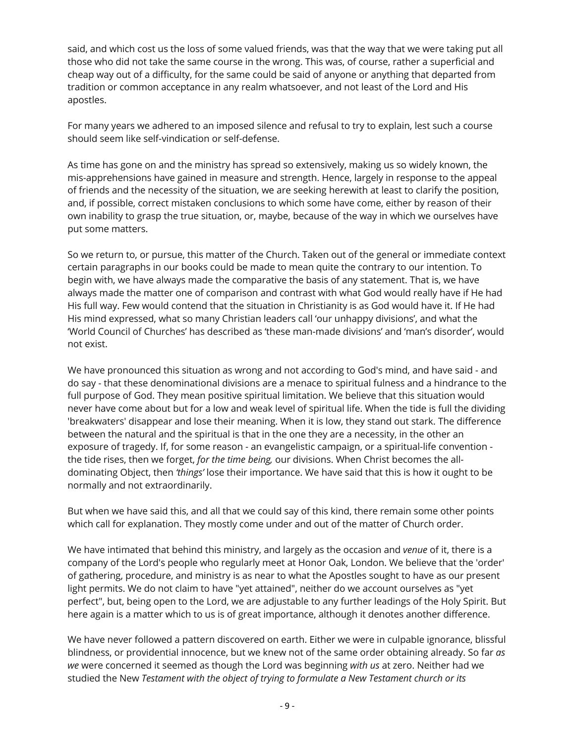said, and which cost us the loss of some valued friends, was that the way that we were taking put all those who did not take the same course in the wrong. This was, of course, rather a superficial and cheap way out of a difficulty, for the same could be said of anyone or anything that departed from tradition or common acceptance in any realm whatsoever, and not least of the Lord and His apostles.

For many years we adhered to an imposed silence and refusal to try to explain, lest such a course should seem like self-vindication or self-defense.

As time has gone on and the ministry has spread so extensively, making us so widely known, the mis-apprehensions have gained in measure and strength. Hence, largely in response to the appeal of friends and the necessity of the situation, we are seeking herewith at least to clarify the position, and, if possible, correct mistaken conclusions to which some have come, either by reason of their own inability to grasp the true situation, or, maybe, because of the way in which we ourselves have put some matters.

So we return to, or pursue, this matter of the Church. Taken out of the general or immediate context certain paragraphs in our books could be made to mean quite the contrary to our intention. To begin with, we have always made the comparative the basis of any statement. That is, we have always made the matter one of comparison and contrast with what God would really have if He had His full way. Few would contend that the situation in Christianity is as God would have it. If He had His mind expressed, what so many Christian leaders call 'our unhappy divisions', and what the 'World Council of Churches' has described as 'these man-made divisions' and 'man's disorder', would not exist.

We have pronounced this situation as wrong and not according to God's mind, and have said - and do say - that these denominational divisions are a menace to spiritual fulness and a hindrance to the full purpose of God. They mean positive spiritual limitation. We believe that this situation would never have come about but for a low and weak level of spiritual life. When the tide is full the dividing 'breakwaters' disappear and lose their meaning. When it is low, they stand out stark. The difference between the natural and the spiritual is that in the one they are a necessity, in the other an exposure of tragedy. If, for some reason - an evangelistic campaign, or a spiritual-life convention - the tide rises, then we forget, *for the time being,* our divisions. When Christ becomes the all-dominating Object, then *'things'* lose their importance. We have said that this is how it ought to be normally and not extraordinarily.

But when we have said this, and all that we could say of this kind, there remain some other points which call for explanation. They mostly come under and out of the matter of Church order.

We have intimated that behind this ministry, and largely as the occasion and *venue* of it, there is a company of the Lord's people who regularly meet at Honor Oak, London. We believe that the 'order' of gathering, procedure, and ministry is as near to what the Apostles sought to have as our present light permits. We do not claim to have "yet attained", neither do we account ourselves as "yet perfect", but, being open to the Lord, we are adjustable to any further leadings of the Holy Spirit. But here again is a matter which to us is of great importance, although it denotes another difference.

We have never followed a pattern discovered on earth. Either we were in culpable ignorance, blissful blindness, or providential innocence, but we knew not of the same order obtaining already. So far *as we* were concerned it seemed as though the Lord was beginning *with us* at zero. Neither had we studied the New *Testament with the object of trying to formulate a New Testament church or its*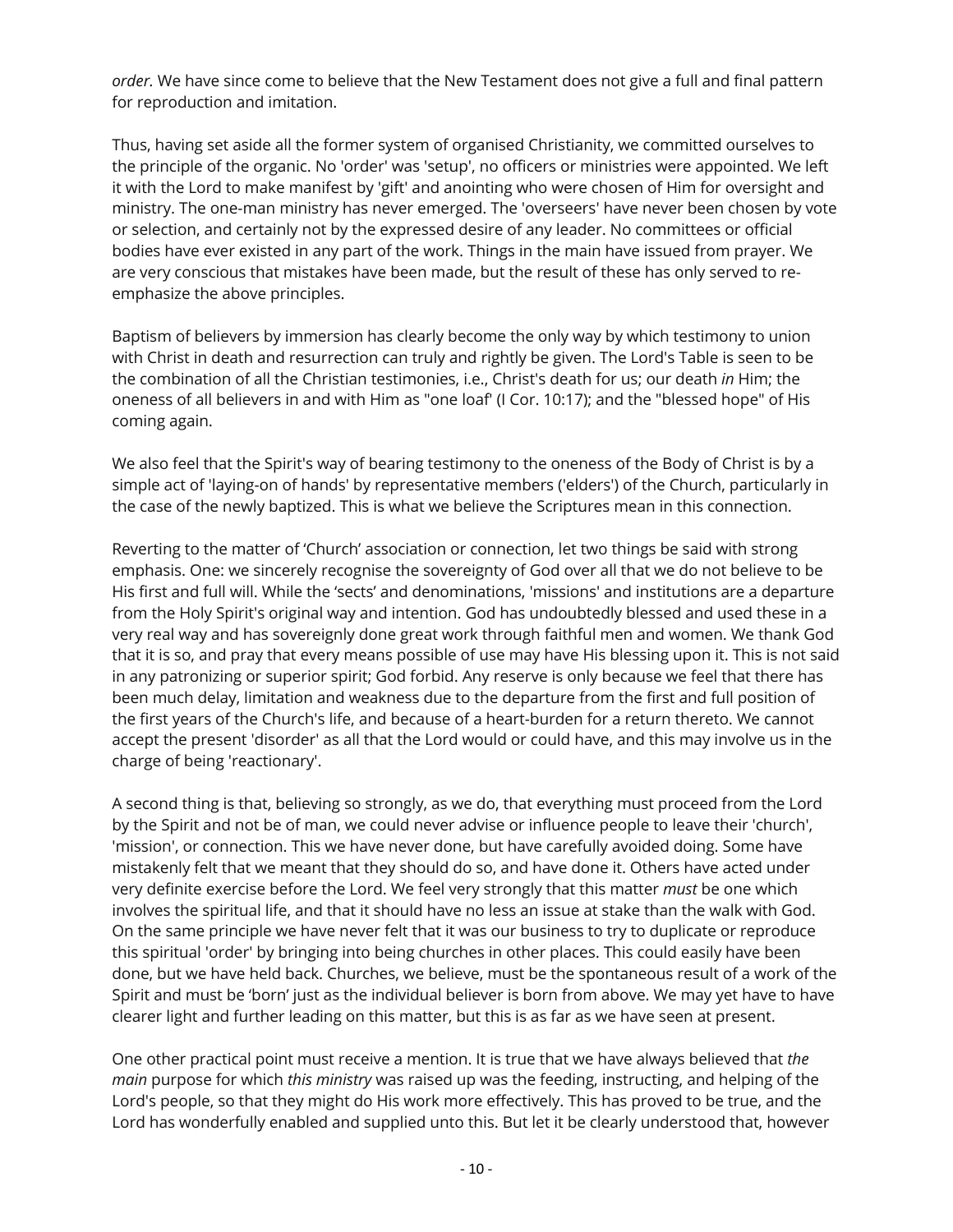*order.* We have since come to believe that the New Testament does not give a full and final pattern for reproduction and imitation.

Thus, having set aside all the former system of organised Christianity, we committed ourselves to the principle of the organic. No 'order' was 'setup', no officers or ministries were appointed. We left it with the Lord to make manifest by 'gift' and anointing who were chosen of Him for oversight and ministry. The one-man ministry has never emerged. The 'overseers' have never been chosen by vote or selection, and certainly not by the expressed desire of any leader. No committees or official bodies have ever existed in any part of the work. Things in the main have issued from prayer. We are very conscious that mistakes have been made, but the result of these has only served to re-emphasize the above principles.

Baptism of believers by immersion has clearly become the only way by which testimony to union with Christ in death and resurrection can truly and rightly be given. The Lord's Table is seen to be the combination of all the Christian testimonies, i.e., Christ's death for us; our death *in* Him; the oneness of all believers in and with Him as "one loaf' (I Cor. 10:17); and the "blessed hope" of His coming again.

We also feel that the Spirit's way of bearing testimony to the oneness of the Body of Christ is by a simple act of 'laying-on of hands' by representative members ('elders') of the Church, particularly in the case of the newly baptized. This is what we believe the Scriptures mean in this connection.

Reverting to the matter of 'Church' association or connection, let two things be said with strong emphasis. One: we sincerely recognise the sovereignty of God over all that we do not believe to be His first and full will. While the 'sects' and denominations, 'missions' and institutions are a departure from the Holy Spirit's original way and intention. God has undoubtedly blessed and used these in a very real way and has sovereignly done great work through faithful men and women. We thank God that it is so, and pray that every means possible of use may have His blessing upon it. This is not said in any patronizing or superior spirit; God forbid. Any reserve is only because we feel that there has been much delay, limitation and weakness due to the departure from the first and full position of the first years of the Church's life, and because of a heart-burden for a return thereto. We cannot accept the present 'disorder' as all that the Lord would or could have, and this may involve us in the charge of being 'reactionary'.

A second thing is that, believing so strongly, as we do, that everything must proceed from the Lord by the Spirit and not be of man, we could never advise or influence people to leave their 'church', 'mission', or connection. This we have never done, but have carefully avoided doing. Some have mistakenly felt that we meant that they should do so, and have done it. Others have acted under very definite exercise before the Lord. We feel very strongly that this matter *must* be one which involves the spiritual life, and that it should have no less an issue at stake than the walk with God. On the same principle we have never felt that it was our business to try to duplicate or reproduce this spiritual 'order' by bringing into being churches in other places. This could easily have been done, but we have held back. Churches, we believe, must be the spontaneous result of a work of the Spirit and must be 'born' just as the individual believer is born from above. We may yet have to have clearer light and further leading on this matter, but this is as far as we have seen at present.

One other practical point must receive a mention. It is true that we have always believed that *the main* purpose for which *this ministry* was raised up was the feeding, instructing, and helping of the Lord's people, so that they might do His work more effectively. This has proved to be true, and the Lord has wonderfully enabled and supplied unto this. But let it be clearly understood that, however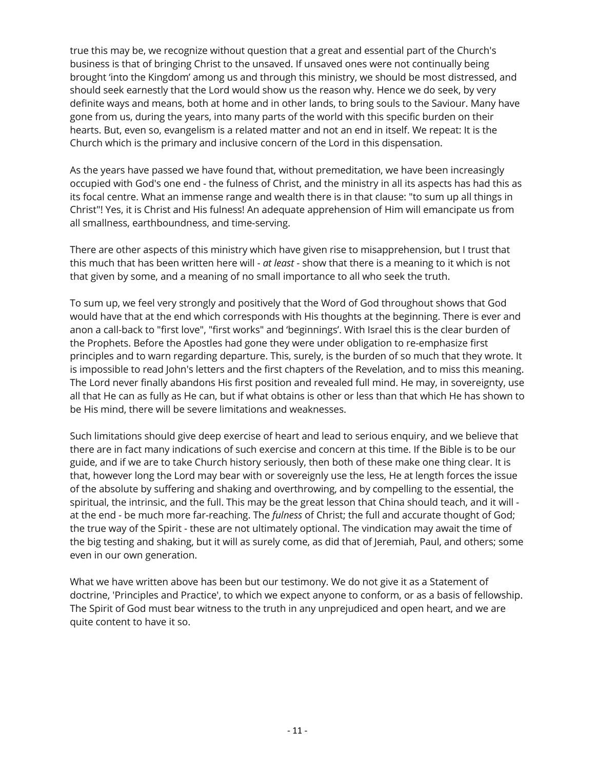true this may be, we recognize without question that a great and essential part of the Church's business is that of bringing Christ to the unsaved. If unsaved ones were not continually being brought 'into the Kingdom' among us and through this ministry, we should be most distressed, and should seek earnestly that the Lord would show us the reason why. Hence we do seek, by very definite ways and means, both at home and in other lands, to bring souls to the Saviour. Many have gone from us, during the years, into many parts of the world with this specific burden on their hearts. But, even so, evangelism is a related matter and not an end in itself. We repeat: It is the Church which is the primary and inclusive concern of the Lord in this dispensation.

As the years have passed we have found that, without premeditation, we have been increasingly occupied with God's one end - the fulness of Christ, and the ministry in all its aspects has had this as its focal centre. What an immense range and wealth there is in that clause: "to sum up all things in Christ"! Yes, it is Christ and His fulness! An adequate apprehension of Him will emancipate us from all smallness, earthboundness, and time-serving.

There are other aspects of this ministry which have given rise to misapprehension, but I trust that this much that has been written here will - *at least* - show that there is a meaning to it which is not that given by some, and a meaning of no small importance to all who seek the truth.

To sum up, we feel very strongly and positively that the Word of God throughout shows that God would have that at the end which corresponds with His thoughts at the beginning. There is ever and anon a call-back to "first love", "first works" and 'beginnings'. With Israel this is the clear burden of the Prophets. Before the Apostles had gone they were under obligation to re-emphasize first principles and to warn regarding departure. This, surely, is the burden of so much that they wrote. It is impossible to read John's letters and the first chapters of the Revelation, and to miss this meaning. The Lord never finally abandons His first position and revealed full mind. He may, in sovereignty, use all that He can as fully as He can, but if what obtains is other or less than that which He has shown to be His mind, there will be severe limitations and weaknesses.

Such limitations should give deep exercise of heart and lead to serious enquiry, and we believe that there are in fact many indications of such exercise and concern at this time. If the Bible is to be our guide, and if we are to take Church history seriously, then both of these make one thing clear. It is that, however long the Lord may bear with or sovereignly use the less, He at length forces the issue of the absolute by suffering and shaking and overthrowing, and by compelling to the essential, the spiritual, the intrinsic, and the full. This may be the great lesson that China should teach, and it will - at the end - be much more far-reaching. The *fulness* of Christ; the full and accurate thought of God; the true way of the Spirit - these are not ultimately optional. The vindication may await the time of the big testing and shaking, but it will as surely come, as did that of Jeremiah, Paul, and others; some even in our own generation.

What we have written above has been but our testimony. We do not give it as a Statement of doctrine, 'Principles and Practice', to which we expect anyone to conform, or as a basis of fellowship. The Spirit of God must bear witness to the truth in any unprejudiced and open heart, and we are quite content to have it so.